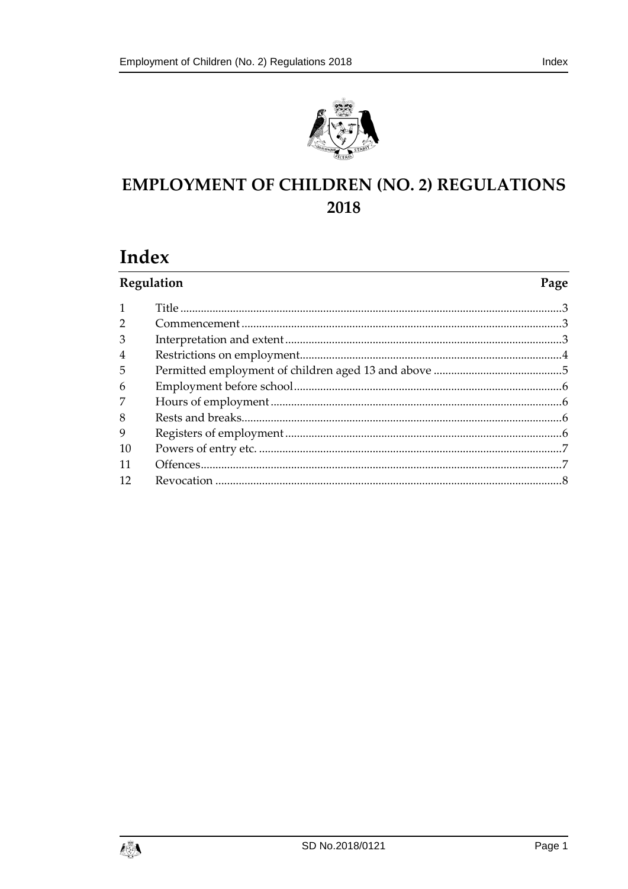# EMPLOYMENT OF CHILDREN (NO. 2) REGULATIONS 2018

## Index

| Regulation | | Page |
|---|---|---|
| 1 | Title | 3 |
| 2 | Commencement | 3 |
| 3 | Interpretation and extent | 3 |
| 4 | Restrictions on employment | 4 |
| 5 | Permitted employment of children aged 13 and above | 5 |
| 6 | Employment before school | 6 |
| 7 | Hours of employment | 6 |
| 8 | Rests and breaks | 6 |
| 9 | Registers of employment | 6 |
| 10 | Powers of entry etc. | 7 |
| 11 | Offences | 7 |
| 12 | Revocation | 8 |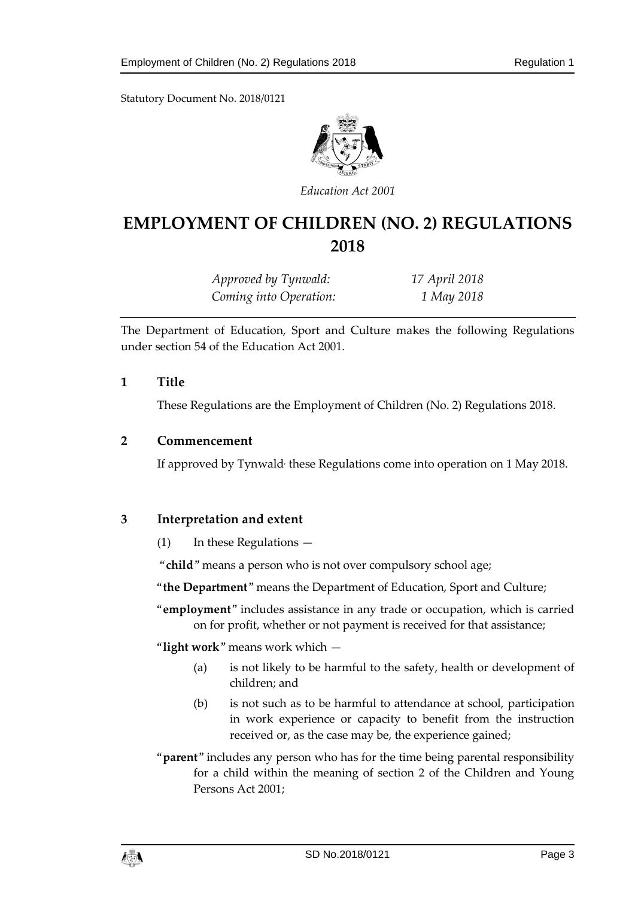Statutory Document No. 2018/0121

*Education Act 2001*

# EMPLOYMENT OF CHILDREN (NO. 2) REGULATIONS 2018

| | |
|---|---|
| *Approved by Tynwald:* | *17 April 2018* |
| *Coming into Operation:* | *1 May 2018* |

The Department of Education, Sport and Culture makes the following Regulations under section 54 of the Education Act 2001.

## 1 Title

These Regulations are the Employment of Children (No. 2) Regulations 2018.

## 2 Commencement

If approved by Tynwald, these Regulations come into operation on 1 May 2018.

## 3 Interpretation and extent

(1) In these Regulations —

"**child**" means a person who is not over compulsory school age;

"**the Department**" means the Department of Education, Sport and Culture;

"**employment**" includes assistance in any trade or occupation, which is carried on for profit, whether or not payment is received for that assistance;

"**light work**" means work which —

(a) is not likely to be harmful to the safety, health or development of children; and

(b) is not such as to be harmful to attendance at school, participation in work experience or capacity to benefit from the instruction received or, as the case may be, the experience gained;

"**parent**" includes any person who has for the time being parental responsibility for a child within the meaning of section 2 of the Children and Young Persons Act 2001;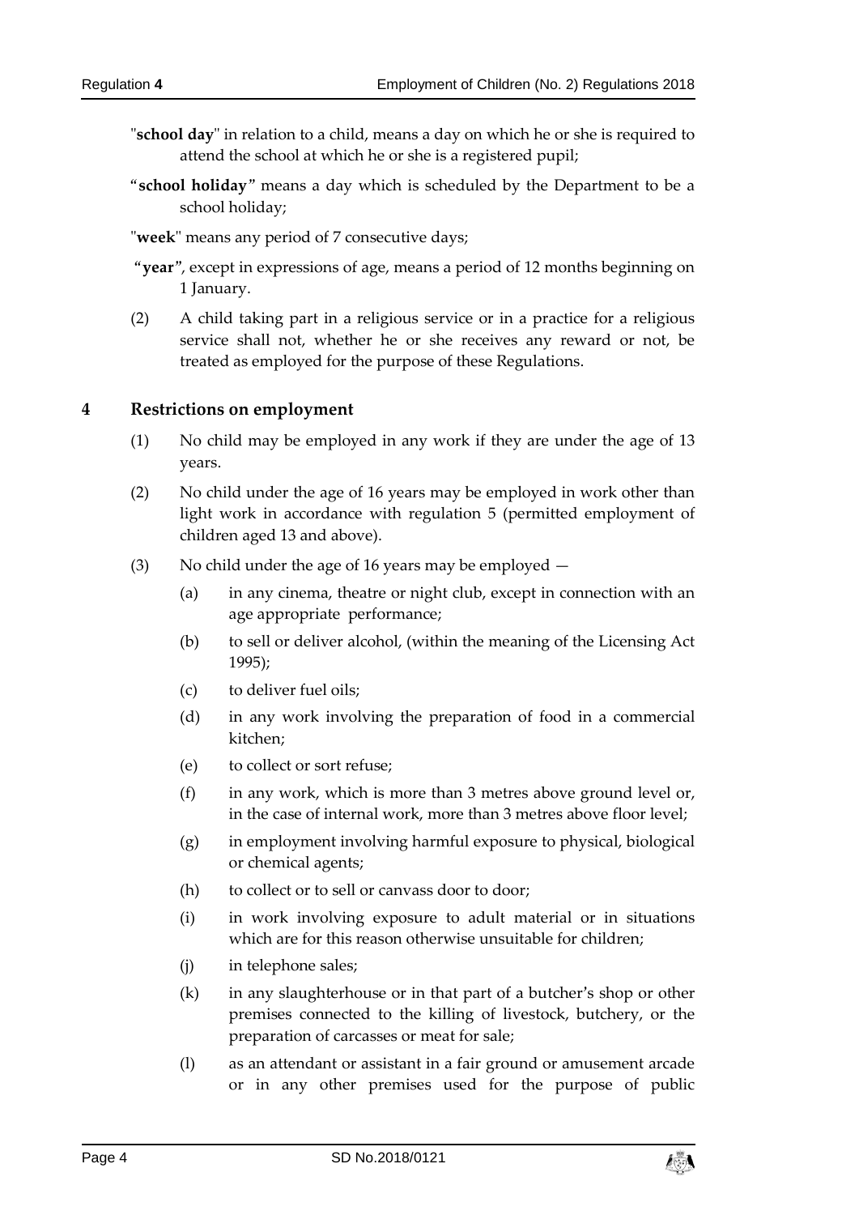"**school day**" in relation to a child, means a day on which he or she is required to attend the school at which he or she is a registered pupil;

"**school holiday**" means a day which is scheduled by the Department to be a school holiday;

"**week**" means any period of 7 consecutive days;

"**year**", except in expressions of age, means a period of 12 months beginning on 1 January.

(2) A child taking part in a religious service or in a practice for a religious service shall not, whether he or she receives any reward or not, be treated as employed for the purpose of these Regulations.

## 4 Restrictions on employment

(1) No child may be employed in any work if they are under the age of 13 years.

(2) No child under the age of 16 years may be employed in work other than light work in accordance with regulation 5 (permitted employment of children aged 13 and above).

(3) No child under the age of 16 years may be employed —

(a) in any cinema, theatre or night club, except in connection with an age appropriate performance;

(b) to sell or deliver alcohol, (within the meaning of the Licensing Act 1995);

(c) to deliver fuel oils;

(d) in any work involving the preparation of food in a commercial kitchen;

(e) to collect or sort refuse;

(f) in any work, which is more than 3 metres above ground level or, in the case of internal work, more than 3 metres above floor level;

(g) in employment involving harmful exposure to physical, biological or chemical agents;

(h) to collect or to sell or canvass door to door;

(i) in work involving exposure to adult material or in situations which are for this reason otherwise unsuitable for children;

(j) in telephone sales;

(k) in any slaughterhouse or in that part of a butcher's shop or other premises connected to the killing of livestock, butchery, or the preparation of carcasses or meat for sale;

(l) as an attendant or assistant in a fair ground or amusement arcade or in any other premises used for the purpose of public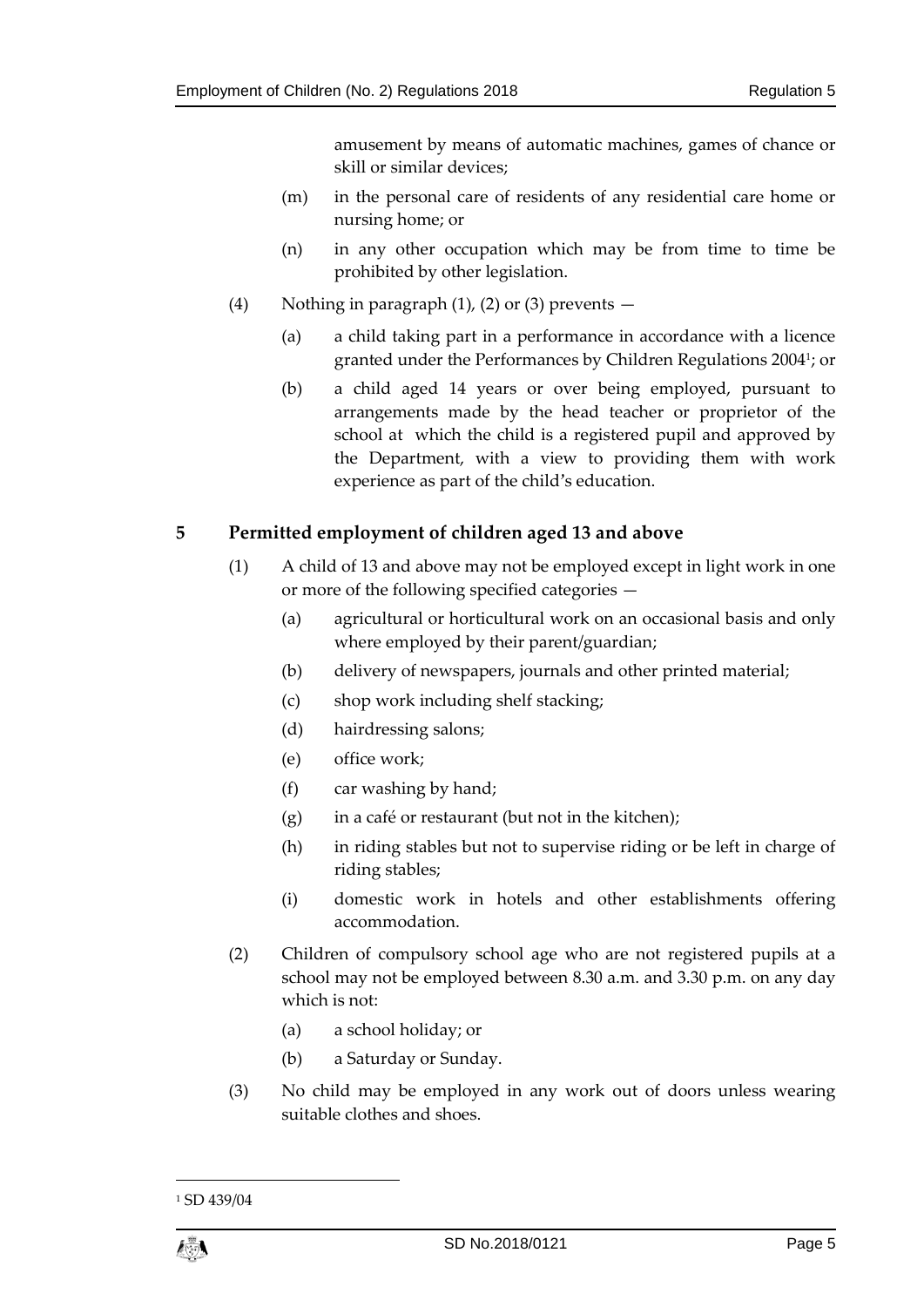amusement by means of automatic machines, games of chance or skill or similar devices;

(m) in the personal care of residents of any residential care home or nursing home; or

(n) in any other occupation which may be from time to time be prohibited by other legislation.

(4) Nothing in paragraph (1), (2) or (3) prevents —

(a) a child taking part in a performance in accordance with a licence granted under the Performances by Children Regulations 2004[1]; or

(b) a child aged 14 years or over being employed, pursuant to arrangements made by the head teacher or proprietor of the school at which the child is a registered pupil and approved by the Department, with a view to providing them with work experience as part of the child's education.

## 5 Permitted employment of children aged 13 and above

(1) A child of 13 and above may not be employed except in light work in one or more of the following specified categories —

(a) agricultural or horticultural work on an occasional basis and only where employed by their parent/guardian;

(b) delivery of newspapers, journals and other printed material;

(c) shop work including shelf stacking;

(d) hairdressing salons;

(e) office work;

(f) car washing by hand;

(g) in a café or restaurant (but not in the kitchen);

(h) in riding stables but not to supervise riding or be left in charge of riding stables;

(i) domestic work in hotels and other establishments offering accommodation.

(2) Children of compulsory school age who are not registered pupils at a school may not be employed between 8.30 a.m. and 3.30 p.m. on any day which is not:

(a) a school holiday; or

(b) a Saturday or Sunday.

(3) No child may be employed in any work out of doors unless wearing suitable clothes and shoes.

[1] SD 439/04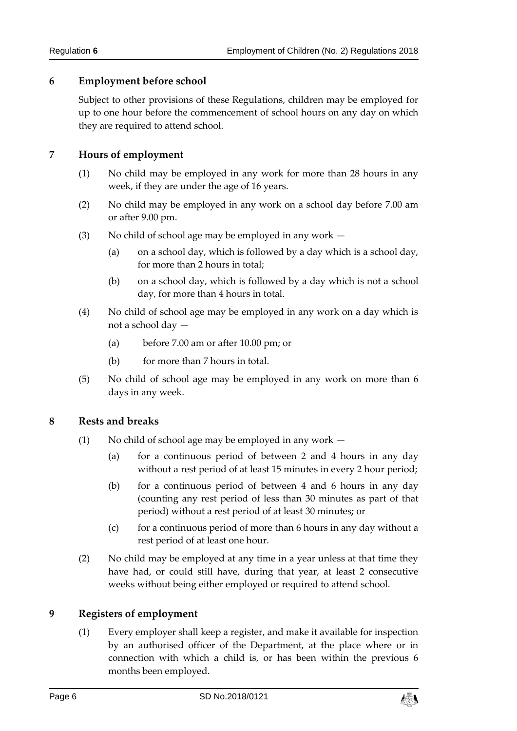## 6 Employment before school

Subject to other provisions of these Regulations, children may be employed for up to one hour before the commencement of school hours on any day on which they are required to attend school.

## 7 Hours of employment

(1) No child may be employed in any work for more than 28 hours in any week, if they are under the age of 16 years.

(2) No child may be employed in any work on a school day before 7.00 am or after 9.00 pm.

(3) No child of school age may be employed in any work —

(a) on a school day, which is followed by a day which is a school day, for more than 2 hours in total;

(b) on a school day, which is followed by a day which is not a school day, for more than 4 hours in total.

(4) No child of school age may be employed in any work on a day which is not a school day —

(a) before 7.00 am or after 10.00 pm; or

(b) for more than 7 hours in total.

(5) No child of school age may be employed in any work on more than 6 days in any week.

## 8 Rests and breaks

(1) No child of school age may be employed in any work —

(a) for a continuous period of between 2 and 4 hours in any day without a rest period of at least 15 minutes in every 2 hour period;

(b) for a continuous period of between 4 and 6 hours in any day (counting any rest period of less than 30 minutes as part of that period) without a rest period of at least 30 minutes**;** or

(c) for a continuous period of more than 6 hours in any day without a rest period of at least one hour.

(2) No child may be employed at any time in a year unless at that time they have had, or could still have, during that year, at least 2 consecutive weeks without being either employed or required to attend school.

## 9 Registers of employment

(1) Every employer shall keep a register, and make it available for inspection by an authorised officer of the Department, at the place where or in connection with which a child is, or has been within the previous 6 months been employed.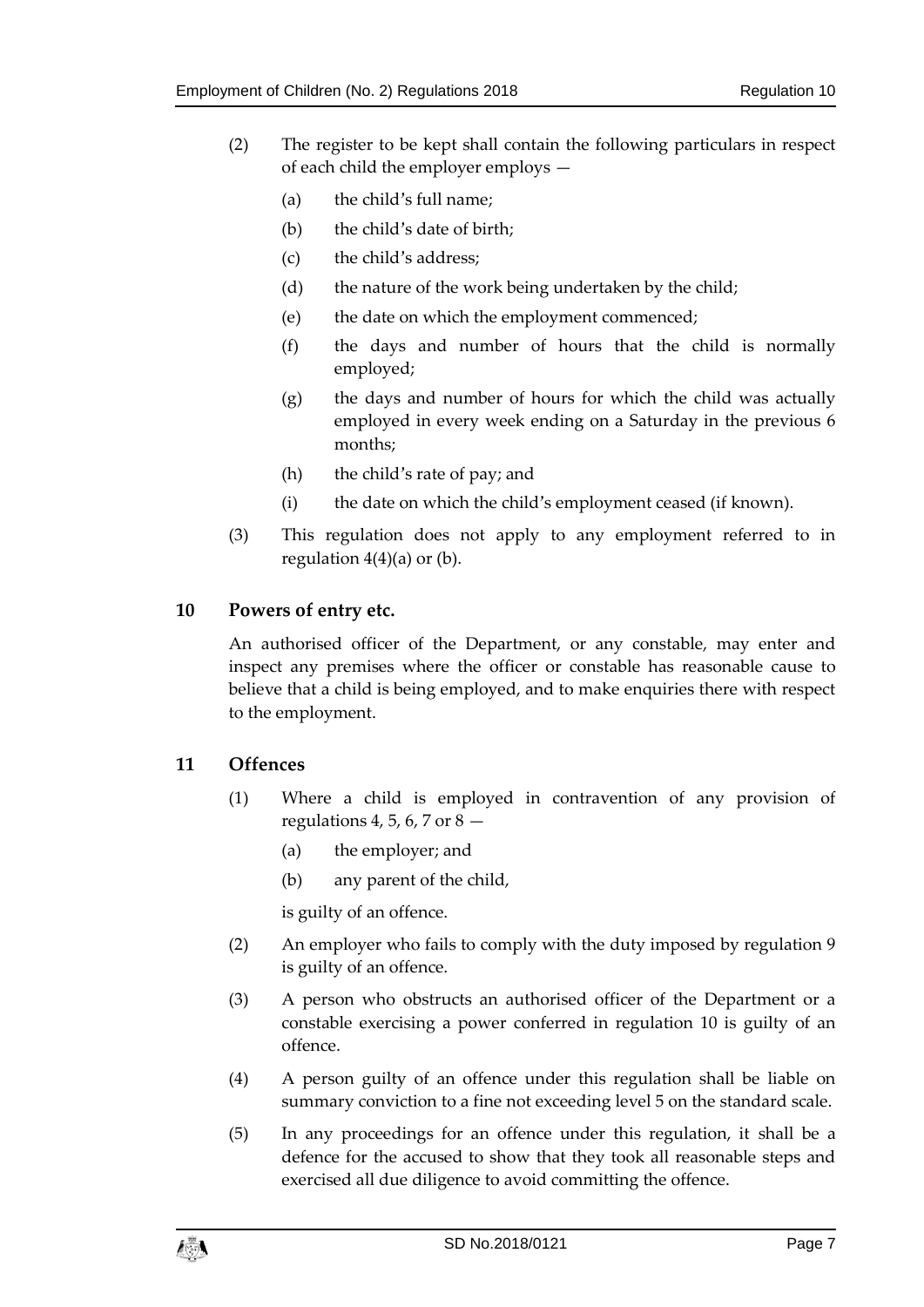(2) The register to be kept shall contain the following particulars in respect of each child the employer employs —

(a) the child's full name;

(b) the child's date of birth;

(c) the child's address;

(d) the nature of the work being undertaken by the child;

(e) the date on which the employment commenced;

(f) the days and number of hours that the child is normally employed;

(g) the days and number of hours for which the child was actually employed in every week ending on a Saturday in the previous 6 months;

(h) the child's rate of pay; and

(i) the date on which the child's employment ceased (if known).

(3) This regulation does not apply to any employment referred to in regulation 4(4)(a) or (b).

## 10 Powers of entry etc.

An authorised officer of the Department, or any constable, may enter and inspect any premises where the officer or constable has reasonable cause to believe that a child is being employed, and to make enquiries there with respect to the employment.

## 11 Offences

(1) Where a child is employed in contravention of any provision of regulations 4, 5, 6, 7 or 8 —

(a) the employer; and

(b) any parent of the child,

is guilty of an offence.

(2) An employer who fails to comply with the duty imposed by regulation 9 is guilty of an offence.

(3) A person who obstructs an authorised officer of the Department or a constable exercising a power conferred in regulation 10 is guilty of an offence.

(4) A person guilty of an offence under this regulation shall be liable on summary conviction to a fine not exceeding level 5 on the standard scale.

(5) In any proceedings for an offence under this regulation, it shall be a defence for the accused to show that they took all reasonable steps and exercised all due diligence to avoid committing the offence.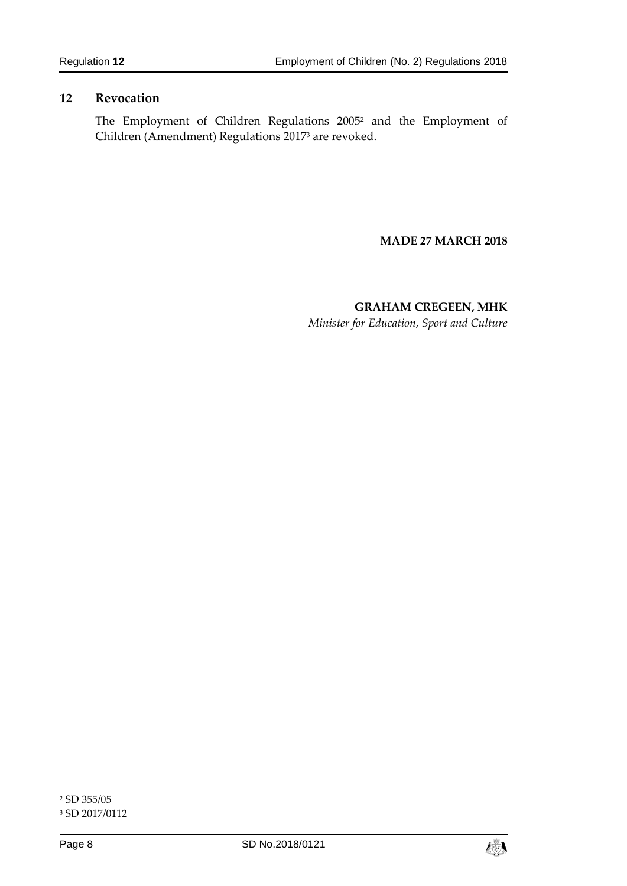## 12 Revocation

The Employment of Children Regulations 2005[2] and the Employment of Children (Amendment) Regulations 2017[3] are revoked.

**MADE 27 MARCH 2018**

**GRAHAM CREGEEN, MHK**
*Minister for Education, Sport and Culture*

[2] SD 355/05
[3] SD 2017/0112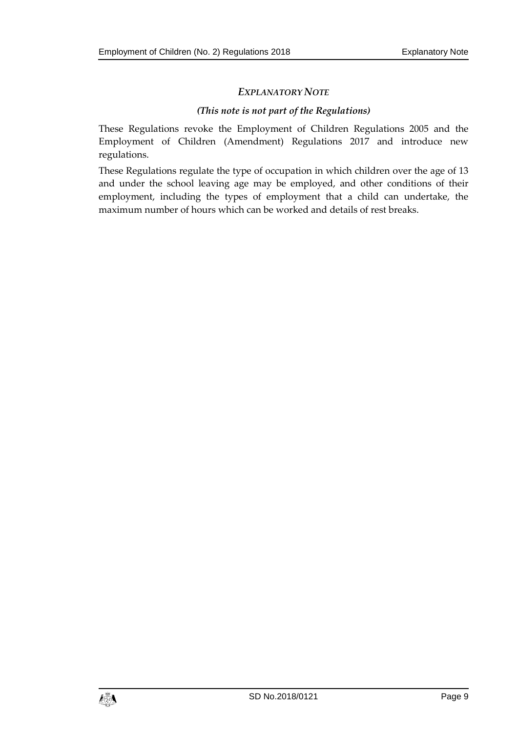## *EXPLANATORY NOTE*

***(This note is not part of the Regulations)***

These Regulations revoke the Employment of Children Regulations 2005 and the Employment of Children (Amendment) Regulations 2017 and introduce new regulations.

These Regulations regulate the type of occupation in which children over the age of 13 and under the school leaving age may be employed, and other conditions of their employment, including the types of employment that a child can undertake, the maximum number of hours which can be worked and details of rest breaks.